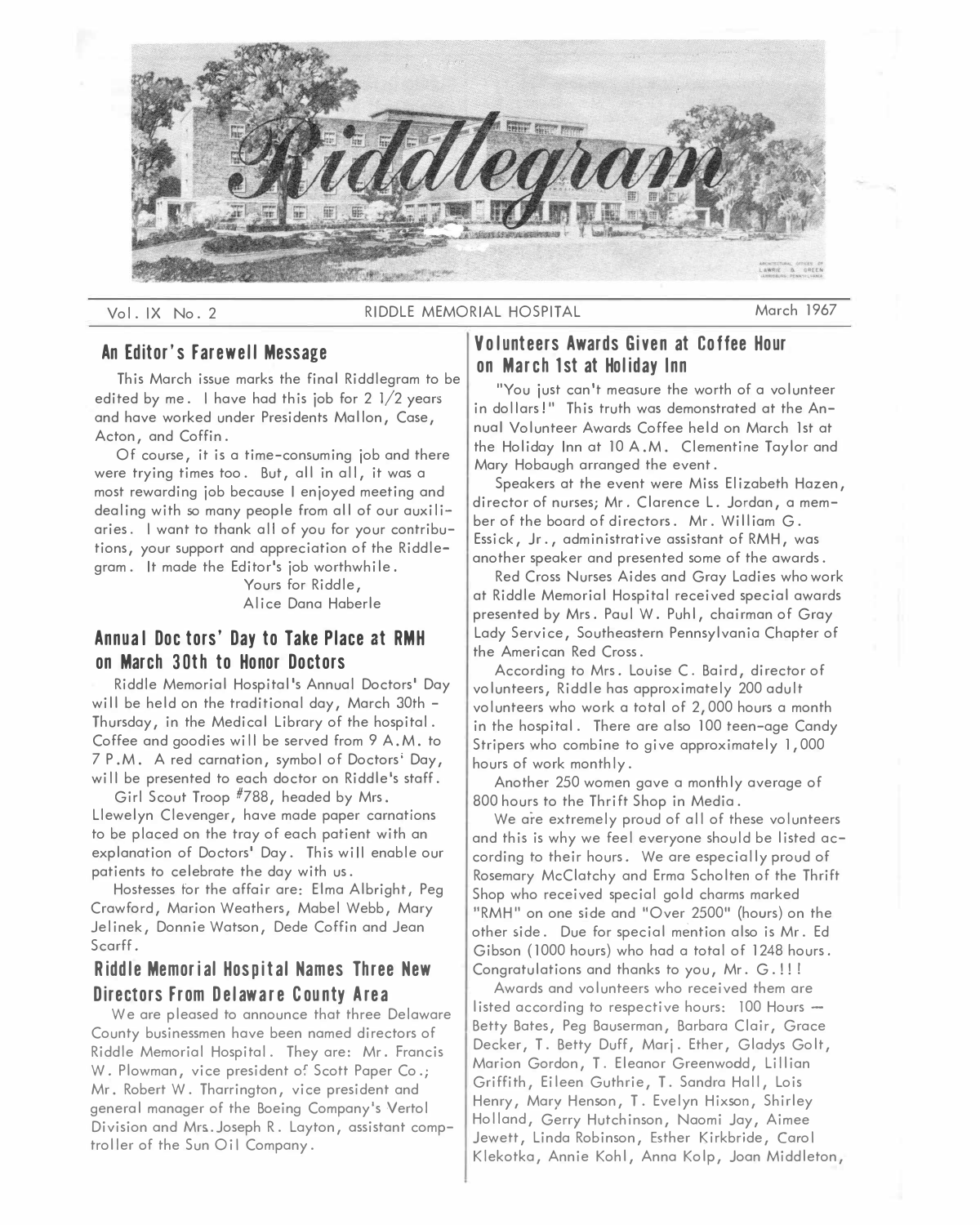# Riddlegram

Vol. IX No. 2 RIDDLE MEMORIAL HOSPITAL March 1967

## An Editor's Farewell Message

This March issue marks the final Riddlegram to be edited by me. I have had this job for 2 1/2 years and have worked under Presidents Mallon, Case, Acton, and Coffin.

Of course, it is a time-consuming job and there were trying times too. But, all in all, it was a most rewarding job because I enjoyed meeting and dealing with so many people from all of our auxiliaries. I want to thank all of you for your contributions, your support and appreciation of the Riddlegram. It made the Editor's job worthwhile.

Yours for Riddle,
Alice Dana Haberle

## Annual Doctors' Day to Take Place at RMH on March 30th to Honor Doctors

Riddle Memorial Hospital's Annual Doctors' Day will be held on the traditional day, March 30th - Thursday, in the Medical Library of the hospital. Coffee and goodies will be served from 9 A.M. to 7 P.M. A red carnation, symbol of Doctors' Day, will be presented to each doctor on Riddle's staff.

Girl Scout Troop #788, headed by Mrs. Llewelyn Clevenger, have made paper carnations to be placed on the tray of each patient with an explanation of Doctors' Day. This will enable our patients to celebrate the day with us.

Hostesses for the affair are: Elma Albright, Peg Crawford, Marion Weathers, Mabel Webb, Mary Jelinek, Donnie Watson, Dede Coffin and Jean Scarff.

## Riddle Memorial Hospital Names Three New Directors From Delaware County Area

We are pleased to announce that three Delaware County businessmen have been named directors of Riddle Memorial Hospital. They are: Mr. Francis W. Plowman, vice president of Scott Paper Co.; Mr. Robert W. Tharrington, vice president and general manager of the Boeing Company's Vertol Division and Mrs. Joseph R. Layton, assistant comptroller of the Sun Oil Company.

## Volunteers Awards Given at Coffee Hour on March 1st at Holiday Inn

"You just can't measure the worth of a volunteer in dollars!" This truth was demonstrated at the Annual Volunteer Awards Coffee held on March 1st at the Holiday Inn at 10 A.M. Clementine Taylor and Mary Hobaugh arranged the event.

Speakers at the event were Miss Elizabeth Hazen, director of nurses; Mr. Clarence L. Jordan, a member of the board of directors. Mr. William G. Essick, Jr., administrative assistant of RMH, was another speaker and presented some of the awards.

Red Cross Nurses Aides and Gray Ladies who work at Riddle Memorial Hospital received special awards presented by Mrs. Paul W. Puhl, chairman of Gray Lady Service, Southeastern Pennsylvania Chapter of the American Red Cross.

According to Mrs. Louise C. Baird, director of volunteers, Riddle has approximately 200 adult volunteers who work a total of 2,000 hours a month in the hospital. There are also 100 teen-age Candy Stripers who combine to give approximately 1,000 hours of work monthly.

Another 250 women gave a monthly average of 800 hours to the Thrift Shop in Media.

We are extremely proud of all of these volunteers and this is why we feel everyone should be listed according to their hours. We are especially proud of Rosemary McClatchy and Erma Scholten of the Thrift Shop who received special gold charms marked "RMH" on one side and "Over 2500" (hours) on the other side. Due for special mention also is Mr. Ed Gibson (1000 hours) who had a total of 1248 hours. Congratulations and thanks to you, Mr. G.!!!

Awards and volunteers who received them are listed according to respective hours: 100 Hours — Betty Bates, Peg Bauserman, Barbara Clair, Grace Decker, T. Betty Duff, Marj. Ether, Gladys Golt, Marion Gordon, T. Eleanor Greenwodd, Lillian Griffith, Eileen Guthrie, T. Sandra Hall, Lois Henry, Mary Henson, T. Evelyn Hixson, Shirley Holland, Gerry Hutchinson, Naomi Jay, Aimee Jewett, Linda Robinson, Esther Kirkbride, Carol Klekotka, Annie Kohl, Anna Kolp, Joan Middleton,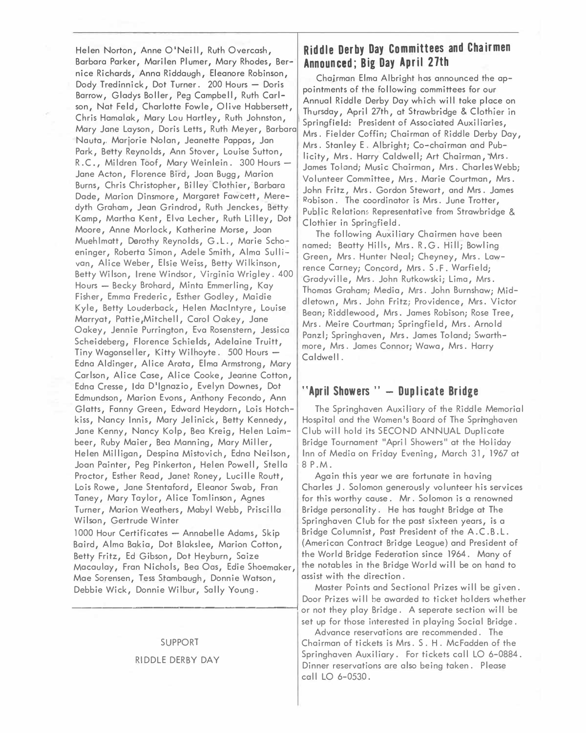Helen Norton, Anne O'Neill, Ruth Overcash, Barbara Parker, Marilen Plumer, Mary Rhodes, Bernice Richards, Anna Riddaugh, Eleanore Robinson, Dody Tredinnick, Dot Turner. 200 Hours — Doris Barrow, Gladys Boller, Peg Campbell, Ruth Carlson, Nat Feld, Charlotte Fowle, Olive Habbersett, Chris Hamalak, Mary Lou Hartley, Ruth Johnston, Mary Jane Layson, Doris Letts, Ruth Meyer, Barbara Nauta, Marjorie Nolan, Jeanette Pappas, Jan Park, Betty Reynolds, Ann Stover, Louise Sutton, R.C., Mildren Toof, Mary Weinlein. 300 Hours — Jane Acton, Florence Bird, Joan Bugg, Marion Burns, Chris Christopher, Billey Clothier, Barbara Dade, Marion Dinsmore, Margaret Fawcett, Meredyth Graham, Jean Grindrod, Ruth Jenckes, Betty Kamp, Martha Kent, Elva Lecher, Ruth Lilley, Dot Moore, Anne Morlock, Katherine Morse, Joan Muehlmatt, Dorothy Reynolds, G.L., Marie Schoeninger, Roberta Simon, Adele Smith, Alma Sullivan, Alice Weber, Elsie Weiss, Betty Wilkinson, Betty Wilson, Irene Windsor, Virginia Wrigley. 400 Hours — Becky Brohard, Minta Emmerling, Kay Fisher, Emma Frederic, Esther Godley, Maidie Kyle, Betty Louderback, Helen MacIntyre, Louise Marryat, Pattie Mitchell, Carol Oakey, Jane Oakey, Jennie Purrington, Eva Rosenstern, Jessica Scheideberg, Florence Schields, Adelaine Truitt, Tiny Wagonseller, Kitty Wilhoyte. 500 Hours — Edna Aldinger, Alice Arata, Elma Armstrong, Mary Carlson, Alice Case, Alice Cooke, Jeanne Cotton, Edna Cresse, Ida D'Ignazio, Evelyn Downes, Dot Edmundson, Marion Evons, Anthony Fecondo, Ann Glatts, Fanny Green, Edward Heydorn, Lois Hotchkiss, Nancy Innis, Mary Jelinick, Betty Kennedy, Jane Kenny, Nancy Kolp, Bea Kreig, Helen Laimbeer, Ruby Maier, Bea Manning, Mary Miller, Helen Milligan, Despina Mistovich, Edna Neilson, Joan Painter, Peg Pinkerton, Helen Powell, Stella Proctor, Esther Read, Janet Roney, Lucille Routt, Lois Rowe, Jane Stentaford, Eleanor Swab, Fran Taney, Mary Taylor, Alice Tomlinson, Agnes Turner, Marion Weathers, Mabyl Webb, Priscilla Wilson, Gertrude Winter

1000 Hour Certificates — Annabelle Adams, Skip Baird, Alma Bakia, Dot Blakslee, Marion Cotton, Betty Fritz, Ed Gibson, Dot Heyburn, Saize Macaulay, Fran Nichols, Bea Oas, Edie Shoemaker, Mae Sorensen, Tess Stambaugh, Donnie Watson, Debbie Wick, Donnie Wilbur, Sally Young.

SUPPORT

RIDDLE DERBY DAY

## Riddle Derby Day Committees and Chairmen Announced; Big Day April 27th

Chairman Elma Albright has announced the appointments of the following committees for our Annual Riddle Derby Day which will take place on Thursday, April 27th, at Strawbridge & Clothier in Springfield: President of Associated Auxiliaries, Mrs. Fielder Coffin; Chairman of Riddle Derby Day, Mrs. Stanley E. Albright; Co-chairman and Publicity, Mrs. Harry Caldwell; Art Chairman, Mrs. James Toland; Music Chairman, Mrs. Charles Webb; Volunteer Committee, Mrs. Marie Courtman, Mrs. John Fritz, Mrs. Gordon Stewart, and Mrs. James Robison. The coordinator is Mrs. June Trotter, Public Relations Representative from Strawbridge & Clothier in Springfield.

The following Auxiliary Chairmen have been named: Beatty Hills, Mrs. R.G. Hill; Bowling Green, Mrs. Hunter Neal; Cheyney, Mrs. Lawrence Carney; Concord, Mrs. S.F. Warfield; Gradyville, Mrs. John Rutkowski; Lima, Mrs. Thomas Graham; Media, Mrs. John Burnshaw; Middletown, Mrs. John Fritz; Providence, Mrs. Victor Bean; Riddlewood, Mrs. James Robison; Rose Tree, Mrs. Meire Courtman; Springfield, Mrs. Arnold Panzl; Springhaven, Mrs. James Toland; Swarthmore, Mrs. James Connor; Wawa, Mrs. Harry Caldwell.

## "April Showers" — Duplicate Bridge

The Springhaven Auxiliary of the Riddle Memorial Hospital and the Women's Board of The Springhaven Club will hold its SECOND ANNUAL Duplicate Bridge Tournament "April Showers" at the Holiday Inn of Media on Friday Evening, March 31, 1967 at 8 P.M.

Again this year we are fortunate in having Charles J. Solomon generously volunteer his services for this worthy cause. Mr. Solomon is a renowned Bridge personality. He has taught Bridge at The Springhaven Club for the past sixteen years, is a Bridge Columnist, Past President of the A.C.B.L. (American Contract Bridge League) and President of the World Bridge Federation since 1964. Many of the notables in the Bridge World will be on hand to assist with the direction.

Master Points and Sectional Prizes will be given. Door Prizes will be awarded to ticket holders whether or not they play Bridge. A seperate section will be set up for those interested in playing Social Bridge.

Advance reservations are recommended. The Chairman of tickets is Mrs. S. H. McFadden of the Springhaven Auxiliary. For tickets call LO 6-0884. Dinner reservations are also being taken. Please call LO 6-0530.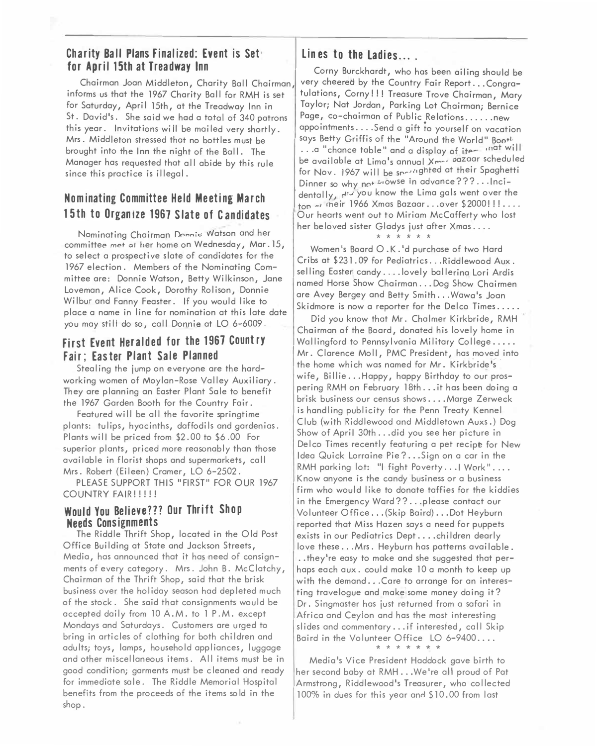## Charity Ball Plans Finalized: Event is Set for April 15th at Treadway Inn

Chairman Joan Middleton, Charity Ball Chairman, informs us that the 1967 Charity Ball for RMH is set for Saturday, April 15th, at the Treadway Inn in St. David's. She said we had a total of 340 patrons this year. Invitations will be mailed very shortly. Mrs. Middleton stressed that no bottles must be brought into the Inn the night of the Ball. The Manager has requested that all abide by this rule since this practice is illegal.

## Nominating Committee Held Meeting March 15th to Organize 1967 Slate of Candidates

Nominating Chairman Donnie Watson and her committee met at her home on Wednesday, Mar. 15, to select a prospective slate of candidates for the 1967 election. Members of the Nominating Committee are: Donnie Watson, Betty Wilkinson, Jane Loveman, Alice Cook, Dorothy Rolison, Donnie Wilbur and Fanny Feaster. If you would like to place a name in line for nomination at this late date you may still do so, call Donnie at LO 6-6009.

## First Event Heralded for the 1967 Country Fair; Easter Plant Sale Planned

Stealing the jump on everyone are the hard-working women of Moylan-Rose Valley Auxiliary. They are planning an Easter Plant Sale to benefit the 1967 Garden Booth for the Country Fair.

Featured will be all the favorite springtime plants: tulips, hyacinths, daffodils and gardenias. Plants will be priced from $2.00 to $6.00 For superior plants, priced more reasonably than those available in florist shops and supermarkets, call Mrs. Robert (Eileen) Cramer, LO 6-2502.

PLEASE SUPPORT THIS "FIRST" FOR OUR 1967 COUNTRY FAIR!!!!!

## Would You Believe??? Our Thrift Shop Needs Consignments

The Riddle Thrift Shop, located in the Old Post Office Building at State and Jackson Streets, Media, has announced that it has need of consignments of every category. Mrs. John B. McClatchy, Chairman of the Thrift Shop, said that the brisk business over the holiday season had depleted much of the stock. She said that consignments would be accepted daily from 10 A.M. to 1 P.M. except Mondays and Saturdays. Customers are urged to bring in articles of clothing for both children and adults; toys, lamps, household appliances, luggage and other miscellaneous items. All items must be in good condition; garments must be cleaned and ready for immediate sale. The Riddle Memorial Hospital benefits from the proceeds of the items sold in the shop.

## Lines to the Ladies....

Corny Burckhardt, who has been ailing should be very cheered by the Country Fair Report...Congratulations, Corny!!! Treasure Trove Chairman, Mary Taylor; Nat Jordan, Parking Lot Chairman; Bernice Page, co-chairman of Public Relations......new appointments....Send a gift to yourself on vacation says Betty Griffis of the "Around the World" Booth ...a "chance table" and a display of items that will be available at Lima's annual Xmas bazaar scheduled for Nov. 1967 will be spotlighted at their Spaghetti Dinner so why not browse in advance???...Incidentally, did you know the Lima gals went over the top of their 1966 Xmas Bazaar...over $2000!!!.... Our hearts went out to Miriam McCafferty who lost her beloved sister Gladys just after Xmas....

\* \* \* \* \* \*

Women's Board O.K.'d purchase of two Hard Cribs at $231.09 for Pediatrics...Riddlewood Aux. selling Easter candy....lovely ballerina Lori Ardis named Horse Show Chairman...Dog Show Chairmen are Avey Bergey and Betty Smith...Wawa's Joan Skidmore is now a reporter for the Delco Times.....

Did you know that Mr. Chalmer Kirkbride, RMH Chairman of the Board, donated his lovely home in Wallingford to Pennsylvania Military College..... Mr. Clarence Moll, PMC President, has moved into the home which was named for Mr. Kirkbride's wife, Billie...Happy, happy Birthday to our prospering RMH on February 18th...it has been doing a brisk business our census shows....Marge Zerweck is handling publicity for the Penn Treaty Kennel Club (with Riddlewood and Middletown Auxs.) Dog Show of April 30th...did you see her picture in Delco Times recently featuring a pet recipe for New Idea Quick Lorraine Pie?...Sign on a car in the RMH parking lot: "I fight Poverty...I Work".... Know anyone is the candy business or a business firm who would like to donate taffies for the kiddies in the Emergency Ward??...please contact our Volunteer Office...(Skip Baird)...Dot Heyburn reported that Miss Hazen says a need for puppets exists in our Pediatrics Dept....children dearly love these...Mrs. Heyburn has patterns available. ..they're easy to make and she suggested that perhaps each aux. could make 10 a month to keep up with the demand...Care to arrange for an interesting travelogue and make some money doing it? Dr. Singmaster has just returned from a safari in Africa and Ceylon and has the most interesting slides and commentary...if interested, call Skip Baird in the Volunteer Office LO 6-9400....

\* \* \* \* \* \* \*

Media's Vice President Haddock gave birth to her second baby at RMH...We're all proud of Pat Armstrong, Riddlewood's Treasurer, who collected 100% in dues for this year and $10.00 from last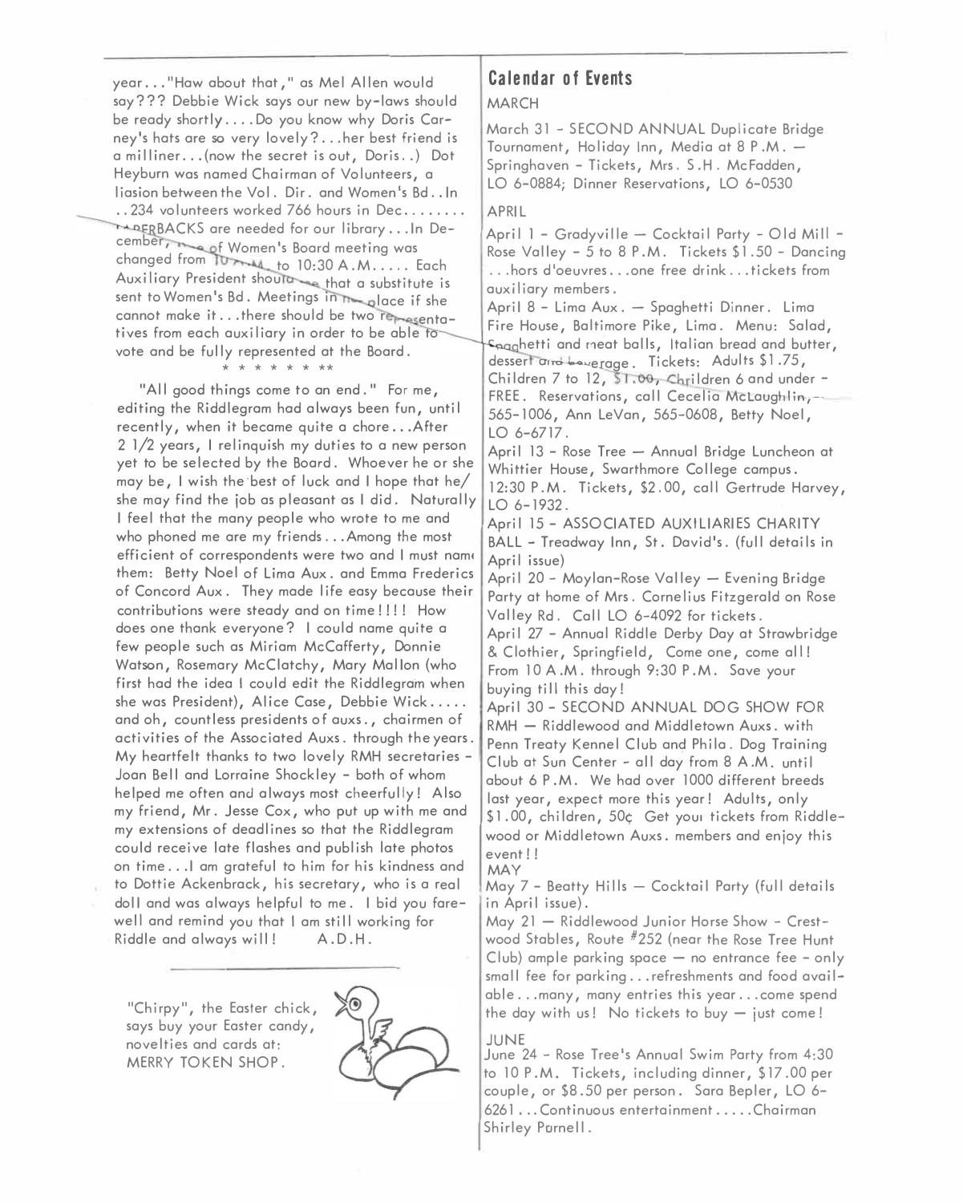year..."How about that," as Mel Allen would say??? Debbie Wick says our new by-laws should be ready shortly....Do you know why Doris Carney's hats are so very lovely?...her best friend is a milliner...(now the secret is out, Doris..) Dot Heyburn was named Chairman of Volunteers, a liasion between the Vol. Dir. and Women's Bd..In ..234 volunteers worked 766 hours in Dec........ PAPERBACKS are needed for our library...In December, time of Women's Board meeting was changed from 10 A.M. to 10:30 A.M..... Each Auxiliary President should see that a substitute is sent to Women's Bd. Meetings in her place if she cannot make it...there should be two representatives from each auxiliary in order to be able to vote and be fully represented at the Board.

\* \* \* \* \* \* \* \*\*

"All good things come to an end." For me, editing the Riddlegram had always been fun, until recently, when it became quite a chore...After 2 1/2 years, I relinquish my duties to a new person yet to be selected by the Board. Whoever he or she may be, I wish the best of luck and I hope that he/she may find the job as pleasant as I did. Naturally I feel that the many people who wrote to me and who phoned me are my friends...Among the most efficient of correspondents were two and I must name them: Betty Noel of Lima Aux. and Emma Frederics of Concord Aux. They made life easy because their contributions were steady and on time!!!! How does one thank everyone? I could name quite a few people such as Miriam McCafferty, Donnie Watson, Rosemary McClatchy, Mary Mallon (who first had the idea I could edit the Riddlegram when she was President), Alice Case, Debbie Wick..... and oh, countless presidents of auxs., chairmen of activities of the Associated Auxs. through the years. My heartfelt thanks to two lovely RMH secretaries - Joan Bell and Lorraine Shockley - both of whom helped me often and always most cheerfully! Also my friend, Mr. Jesse Cox, who put up with me and my extensions of deadlines so that the Riddlegram could receive late flashes and publish late photos on time...I am grateful to him for his kindness and to Dottie Ackenbrack, his secretary, who is a real doll and was always helpful to me. I bid you farewell and remind you that I am still working for Riddle and always will! A.D.H.

---

"Chirpy", the Easter chick, says buy your Easter candy, novelties and cards at: MERRY TOKEN SHOP.

## Calendar of Events

MARCH

March 31 - SECOND ANNUAL Duplicate Bridge Tournament, Holiday Inn, Media at 8 P.M. — Springhaven - Tickets, Mrs. S.H. McFadden, LO 6-0884; Dinner Reservations, LO 6-0530

APRIL

April 1 - Gradyville — Cocktail Party - Old Mill - Rose Valley - 5 to 8 P.M. Tickets $1.50 - Dancing ...hors d'oeuvres...one free drink...tickets from auxiliary members.

April 8 - Lima Aux. — Spaghetti Dinner. Lima Fire House, Baltimore Pike, Lima. Menu: Salad, Spaghetti and meat balls, Italian bread and butter, dessert and beverage. Tickets: Adults $1.75, Children 7 to 12, $1.00, Children 6 and under - FREE. Reservations, call Cecelia McLaughlin, 565-1006, Ann LeVan, 565-0608, Betty Noel, LO 6-6717.

April 13 - Rose Tree — Annual Bridge Luncheon at Whittier House, Swarthmore College campus. 12:30 P.M. Tickets, $2.00, call Gertrude Harvey, LO 6-1932.

April 15 - ASSOCIATED AUXILIARIES CHARITY BALL - Treadway Inn, St. David's. (full details in April issue)

April 20 - Moylan-Rose Valley — Evening Bridge Party at home of Mrs. Cornelius Fitzgerald on Rose Valley Rd. Call LO 6-4092 for tickets.

April 27 - Annual Riddle Derby Day at Strawbridge & Clothier, Springfield, Come one, come all! From 10 A.M. through 9:30 P.M. Save your buying till this day!

April 30 - SECOND ANNUAL DOG SHOW FOR RMH — Riddlewood and Middletown Auxs. with Penn Treaty Kennel Club and Phila. Dog Training Club at Sun Center - all day from 8 A.M. until about 6 P.M. We had over 1000 different breeds last year, expect more this year! Adults, only $1.00, children, 50¢ Get your tickets from Riddlewood or Middletown Auxs. members and enjoy this event!!

MAY

May 7 - Beatty Hills — Cocktail Party (full details in April issue).

May 21 — Riddlewood Junior Horse Show - Crestwood Stables, Route #252 (near the Rose Tree Hunt Club) ample parking space — no entrance fee - only small fee for parking...refreshments and food available...many, many entries this year...come spend the day with us! No tickets to buy — just come!

JUNE

June 24 - Rose Tree's Annual Swim Party from 4:30 to 10 P.M. Tickets, including dinner, $17.00 per couple, or $8.50 per person. Sara Bepler, LO 6-6261...Continuous entertainment.....Chairman Shirley Parnell.